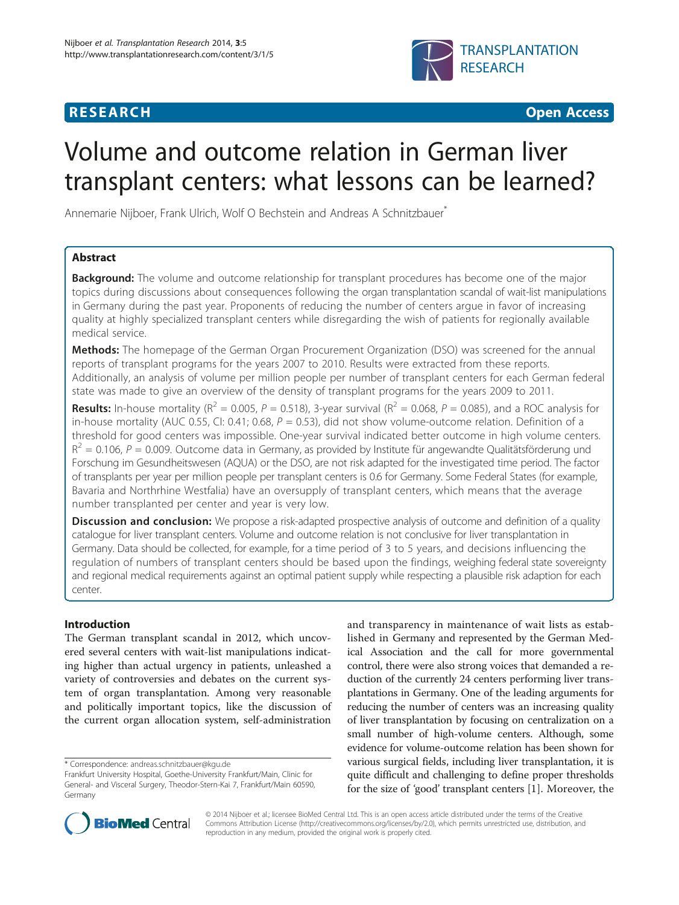**RESEARCH** **Open Access**

# Volume and outcome relation in German liver transplant centers: what lessons can be learned?

Annemarie Nijboer, Frank Ulrich, Wolf O Bechstein and Andreas A Schnitzbauer*

## Abstract

**Background:** The volume and outcome relationship for transplant procedures has become one of the major topics during discussions about consequences following the organ transplantation scandal of wait-list manipulations in Germany during the past year. Proponents of reducing the number of centers argue in favor of increasing quality at highly specialized transplant centers while disregarding the wish of patients for regionally available medical service.

**Methods:** The homepage of the German Organ Procurement Organization (DSO) was screened for the annual reports of transplant programs for the years 2007 to 2010. Results were extracted from these reports. Additionally, an analysis of volume per million people per number of transplant centers for each German federal state was made to give an overview of the density of transplant programs for the years 2009 to 2011.

**Results:** In-house mortality ($R^2 = 0.005$, $P = 0.518$), 3-year survival ($R^2 = 0.068$, $P = 0.085$), and a ROC analysis for in-house mortality (AUC 0.55, CI: 0.41; 0.68, $P = 0.53$), did not show volume-outcome relation. Definition of a threshold for good centers was impossible. One-year survival indicated better outcome in high volume centers. $R^2 = 0.106$, $P = 0.009$. Outcome data in Germany, as provided by Institute für angewandte Qualitätsförderung und Forschung im Gesundheitswesen (AQUA) or the DSO, are not risk adapted for the investigated time period. The factor of transplants per year per million people per transplant centers is 0.6 for Germany. Some Federal States (for example, Bavaria and Northrhine Westfalia) have an oversupply of transplant centers, which means that the average number transplanted per center and year is very low.

**Discussion and conclusion:** We propose a risk-adapted prospective analysis of outcome and definition of a quality catalogue for liver transplant centers. Volume and outcome relation is not conclusive for liver transplantation in Germany. Data should be collected, for example, for a time period of 3 to 5 years, and decisions influencing the regulation of numbers of transplant centers should be based upon the findings, weighing federal state sovereignty and regional medical requirements against an optimal patient supply while respecting a plausible risk adaption for each center.

## Introduction

The German transplant scandal in 2012, which uncovered several centers with wait-list manipulations indicating higher than actual urgency in patients, unleashed a variety of controversies and debates on the current system of organ transplantation. Among very reasonable and politically important topics, like the discussion of the current organ allocation system, self-administration and transparency in maintenance of wait lists as established in Germany and represented by the German Medical Association and the call for more governmental control, there were also strong voices that demanded a reduction of the currently 24 centers performing liver transplantations in Germany. One of the leading arguments for reducing the number of centers was an increasing quality of liver transplantation by focusing on centralization on a small number of high-volume centers. Although, some evidence for volume-outcome relation has been shown for various surgical fields, including liver transplantation, it is quite difficult and challenging to define proper thresholds for the size of 'good' transplant centers [1]. Moreover, the

\* Correspondence: andreas.schnitzbauer@kgu.de
Frankfurt University Hospital, Goethe-University Frankfurt/Main, Clinic for General- and Visceral Surgery, Theodor-Stern-Kai 7, Frankfurt/Main 60590, Germany

© 2014 Nijboer et al.; licensee BioMed Central Ltd. This is an open access article distributed under the terms of the Creative Commons Attribution License (http://creativecommons.org/licenses/by/2.0), which permits unrestricted use, distribution, and reproduction in any medium, provided the original work is properly cited.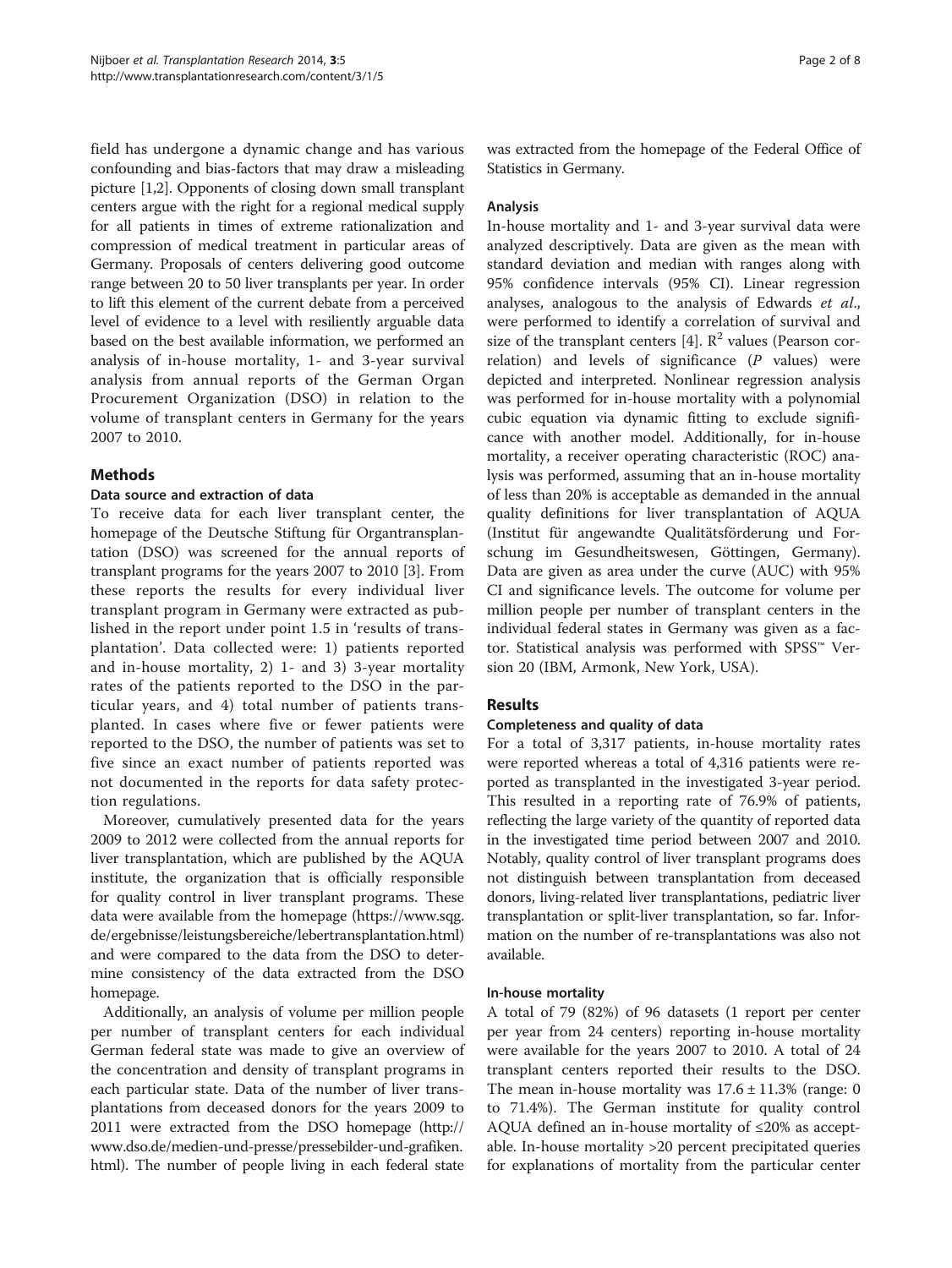field has undergone a dynamic change and has various confounding and bias-factors that may draw a misleading picture [1,2]. Opponents of closing down small transplant centers argue with the right for a regional medical supply for all patients in times of extreme rationalization and compression of medical treatment in particular areas of Germany. Proposals of centers delivering good outcome range between 20 to 50 liver transplants per year. In order to lift this element of the current debate from a perceived level of evidence to a level with resiliently arguable data based on the best available information, we performed an analysis of in-house mortality, 1- and 3-year survival analysis from annual reports of the German Organ Procurement Organization (DSO) in relation to the volume of transplant centers in Germany for the years 2007 to 2010.

## Methods

### Data source and extraction of data

To receive data for each liver transplant center, the homepage of the Deutsche Stiftung für Organtransplantation (DSO) was screened for the annual reports of transplant programs for the years 2007 to 2010 [3]. From these reports the results for every individual liver transplant program in Germany were extracted as published in the report under point 1.5 in 'results of transplantation'. Data collected were: 1) patients reported and in-house mortality, 2) 1- and 3) 3-year mortality rates of the patients reported to the DSO in the particular years, and 4) total number of patients transplanted. In cases where five or fewer patients were reported to the DSO, the number of patients was set to five since an exact number of patients reported was not documented in the reports for data safety protection regulations.

Moreover, cumulatively presented data for the years 2009 to 2012 were collected from the annual reports for liver transplantation, which are published by the AQUA institute, the organization that is officially responsible for quality control in liver transplant programs. These data were available from the homepage (https://www.sqg.de/ergebnisse/leistungsbereiche/lebertransplantation.html) and were compared to the data from the DSO to determine consistency of the data extracted from the DSO homepage.

Additionally, an analysis of volume per million people per number of transplant centers for each individual German federal state was made to give an overview of the concentration and density of transplant programs in each particular state. Data of the number of liver transplantations from deceased donors for the years 2009 to 2011 were extracted from the DSO homepage (http://www.dso.de/medien-und-presse/pressebilder-und-grafiken.html). The number of people living in each federal state was extracted from the homepage of the Federal Office of Statistics in Germany.

### Analysis

In-house mortality and 1- and 3-year survival data were analyzed descriptively. Data are given as the mean with standard deviation and median with ranges along with 95% confidence intervals (95% CI). Linear regression analyses, analogous to the analysis of Edwards *et al*., were performed to identify a correlation of survival and size of the transplant centers [4]. $R^2$ values (Pearson correlation) and levels of significance ($P$ values) were depicted and interpreted. Nonlinear regression analysis was performed for in-house mortality with a polynomial cubic equation via dynamic fitting to exclude significance with another model. Additionally, for in-house mortality, a receiver operating characteristic (ROC) analysis was performed, assuming that an in-house mortality of less than 20% is acceptable as demanded in the annual quality definitions for liver transplantation of AQUA (Institut für angewandte Qualitätsförderung und Forschung im Gesundheitswesen, Göttingen, Germany). Data are given as area under the curve (AUC) with 95% CI and significance levels. The outcome for volume per million people per number of transplant centers in the individual federal states in Germany was given as a factor. Statistical analysis was performed with SPSS™ Version 20 (IBM, Armonk, New York, USA).

## Results

### Completeness and quality of data

For a total of 3,317 patients, in-house mortality rates were reported whereas a total of 4,316 patients were reported as transplanted in the investigated 3-year period. This resulted in a reporting rate of 76.9% of patients, reflecting the large variety of the quantity of reported data in the investigated time period between 2007 and 2010. Notably, quality control of liver transplant programs does not distinguish between transplantation from deceased donors, living-related liver transplantations, pediatric liver transplantation or split-liver transplantation, so far. Information on the number of re-transplantations was also not available.

### In-house mortality

A total of 79 (82%) of 96 datasets (1 report per center per year from 24 centers) reporting in-house mortality were available for the years 2007 to 2010. A total of 24 transplant centers reported their results to the DSO. The mean in-house mortality was $17.6 \pm 11.3\%$ (range: 0 to 71.4%). The German institute for quality control AQUA defined an in-house mortality of ≤20% as acceptable. In-house mortality >20 percent precipitated queries for explanations of mortality from the particular center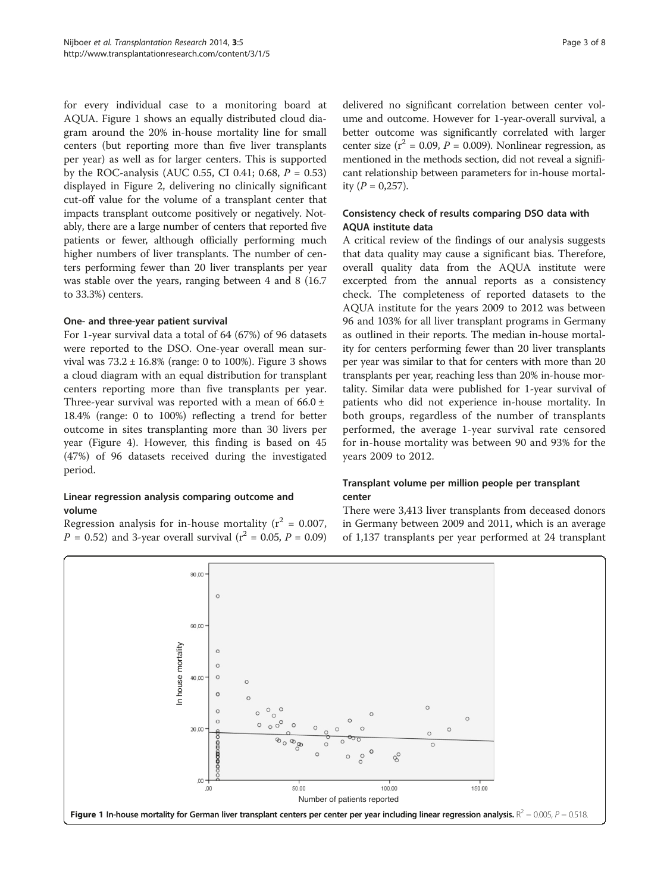for every individual case to a monitoring board at AQUA. Figure 1 shows an equally distributed cloud diagram around the 20% in-house mortality line for small centers (but reporting more than five liver transplants per year) as well as for larger centers. This is supported by the ROC-analysis (AUC 0.55, CI 0.41; 0.68, $P = 0.53$) displayed in Figure 2, delivering no clinically significant cut-off value for the volume of a transplant center that impacts transplant outcome positively or negatively. Notably, there are a large number of centers that reported five patients or fewer, although officially performing much higher numbers of liver transplants. The number of centers performing fewer than 20 liver transplants per year was stable over the years, ranging between 4 and 8 (16.7 to 33.3%) centers.

### One- and three-year patient survival

For 1-year survival data a total of 64 (67%) of 96 datasets were reported to the DSO. One-year overall mean survival was 73.2 ± 16.8% (range: 0 to 100%). Figure 3 shows a cloud diagram with an equal distribution for transplant centers reporting more than five transplants per year. Three-year survival was reported with a mean of 66.0 ± 18.4% (range: 0 to 100%) reflecting a trend for better outcome in sites transplanting more than 30 livers per year (Figure 4). However, this finding is based on 45 (47%) of 96 datasets received during the investigated period.

### Linear regression analysis comparing outcome and volume

Regression analysis for in-house mortality ($r^2 = 0.007$, $P = 0.52$) and 3-year overall survival ($r^2 = 0.05$, $P = 0.09$) delivered no significant correlation between center volume and outcome. However for 1-year-overall survival, a better outcome was significantly correlated with larger center size ($r^2 = 0.09$, $P = 0.009$). Nonlinear regression, as mentioned in the methods section, did not reveal a significant relationship between parameters for in-house mortality ($P = 0{,}257$).

### Consistency check of results comparing DSO data with AQUA institute data

A critical review of the findings of our analysis suggests that data quality may cause a significant bias. Therefore, overall quality data from the AQUA institute were excerpted from the annual reports as a consistency check. The completeness of reported datasets to the AQUA institute for the years 2009 to 2012 was between 96 and 103% for all liver transplant programs in Germany as outlined in their reports. The median in-house mortality for centers performing fewer than 20 liver transplants per year was similar to that for centers with more than 20 transplants per year, reaching less than 20% in-house mortality. Similar data were published for 1-year survival of patients who did not experience in-house mortality. In both groups, regardless of the number of transplants performed, the average 1-year survival rate censored for in-house mortality was between 90 and 93% for the years 2009 to 2012.

### Transplant volume per million people per transplant center

There were 3,413 liver transplants from deceased donors in Germany between 2009 and 2011, which is an average of 1,137 transplants per year performed at 24 transplant

**Figure 1 In-house mortality for German liver transplant centers per center per year including linear regression analysis.** $R^2 = 0.005$, $P = 0.518$.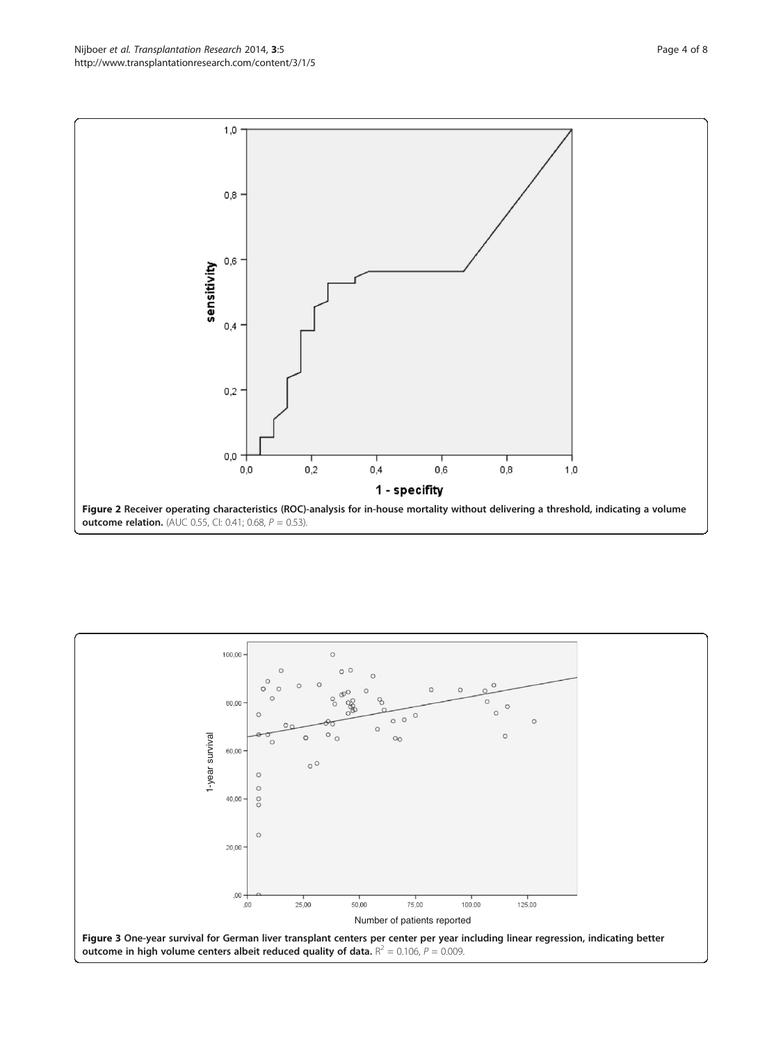**Figure 2 Receiver operating characteristics (ROC)-analysis for in-house mortality without delivering a threshold, indicating a volume outcome relation.** (AUC 0.55, CI: 0.41; 0.68, *P* = 0.53).

**Figure 3 One-year survival for German liver transplant centers per center per year including linear regression, indicating better outcome in high volume centers albeit reduced quality of data.** $R^2 = 0.106$, $P = 0.009$.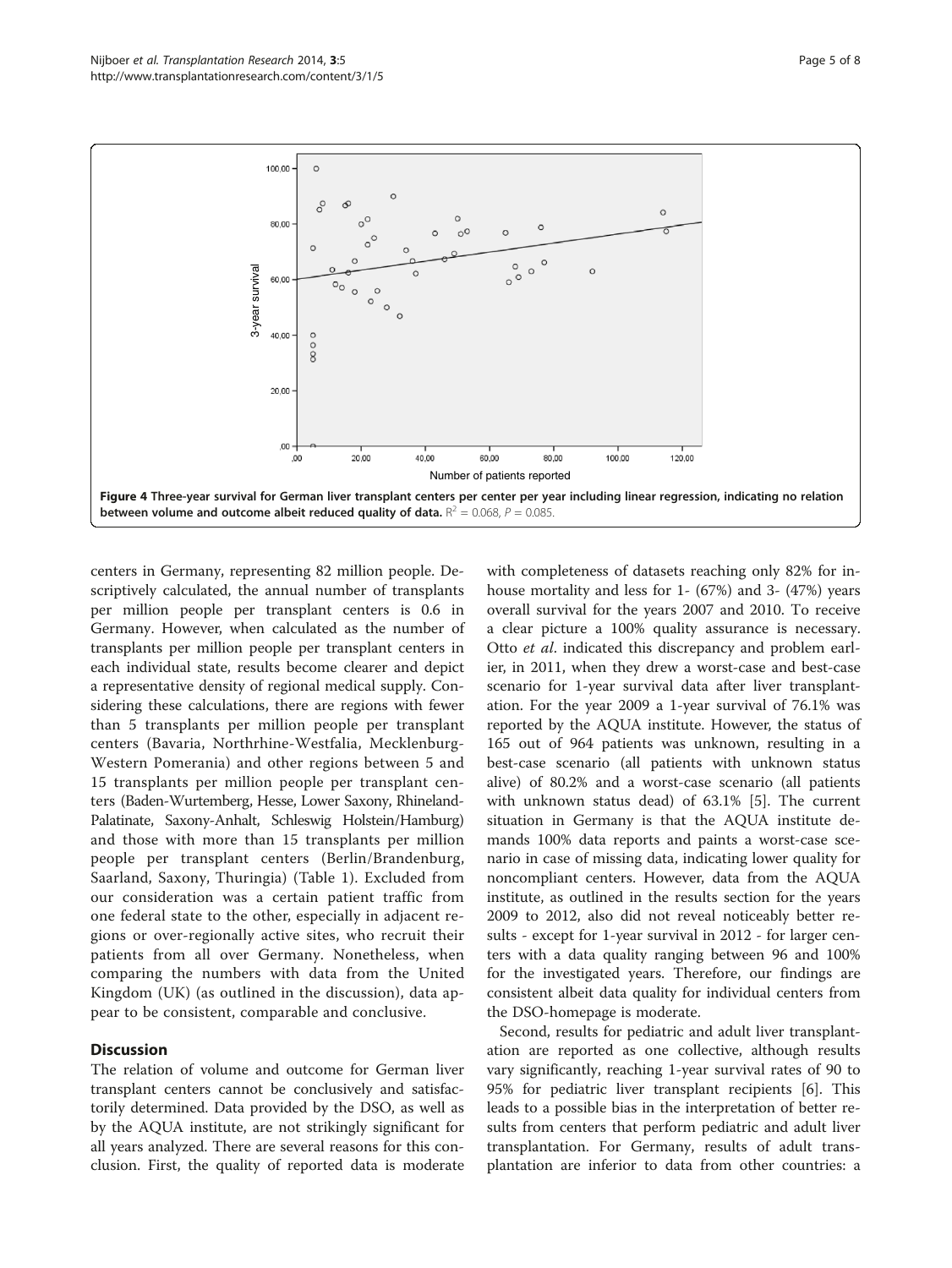**Figure 4 Three-year survival for German liver transplant centers per center per year including linear regression, indicating no relation between volume and outcome albeit reduced quality of data.** $R^2 = 0.068$, $P = 0.085$.

centers in Germany, representing 82 million people. Descriptively calculated, the annual number of transplants per million people per transplant centers is 0.6 in Germany. However, when calculated as the number of transplants per million people per transplant centers in each individual state, results become clearer and depict a representative density of regional medical supply. Considering these calculations, there are regions with fewer than 5 transplants per million people per transplant centers (Bavaria, Northrhine-Westfalia, Mecklenburg-Western Pomerania) and other regions between 5 and 15 transplants per million people per transplant centers (Baden-Wurtemberg, Hesse, Lower Saxony, Rhineland-Palatinate, Saxony-Anhalt, Schleswig Holstein/Hamburg) and those with more than 15 transplants per million people per transplant centers (Berlin/Brandenburg, Saarland, Saxony, Thuringia) (Table 1). Excluded from our consideration was a certain patient traffic from one federal state to the other, especially in adjacent regions or over-regionally active sites, who recruit their patients from all over Germany. Nonetheless, when comparing the numbers with data from the United Kingdom (UK) (as outlined in the discussion), data appear to be consistent, comparable and conclusive.

## Discussion

The relation of volume and outcome for German liver transplant centers cannot be conclusively and satisfactorily determined. Data provided by the DSO, as well as by the AQUA institute, are not strikingly significant for all years analyzed. There are several reasons for this conclusion. First, the quality of reported data is moderate with completeness of datasets reaching only 82% for in-house mortality and less for 1- (67%) and 3- (47%) years overall survival for the years 2007 and 2010. To receive a clear picture a 100% quality assurance is necessary. Otto *et al*. indicated this discrepancy and problem earlier, in 2011, when they drew a worst-case and best-case scenario for 1-year survival data after liver transplantation. For the year 2009 a 1-year survival of 76.1% was reported by the AQUA institute. However, the status of 165 out of 964 patients was unknown, resulting in a best-case scenario (all patients with unknown status alive) of 80.2% and a worst-case scenario (all patients with unknown status dead) of 63.1% [5]. The current situation in Germany is that the AQUA institute demands 100% data reports and paints a worst-case scenario in case of missing data, indicating lower quality for noncompliant centers. However, data from the AQUA institute, as outlined in the results section for the years 2009 to 2012, also did not reveal noticeably better results - except for 1-year survival in 2012 - for larger centers with a data quality ranging between 96 and 100% for the investigated years. Therefore, our findings are consistent albeit data quality for individual centers from the DSO-homepage is moderate.

Second, results for pediatric and adult liver transplantation are reported as one collective, although results vary significantly, reaching 1-year survival rates of 90 to 95% for pediatric liver transplant recipients [6]. This leads to a possible bias in the interpretation of better results from centers that perform pediatric and adult liver transplantation. For Germany, results of adult transplantation are inferior to data from other countries: a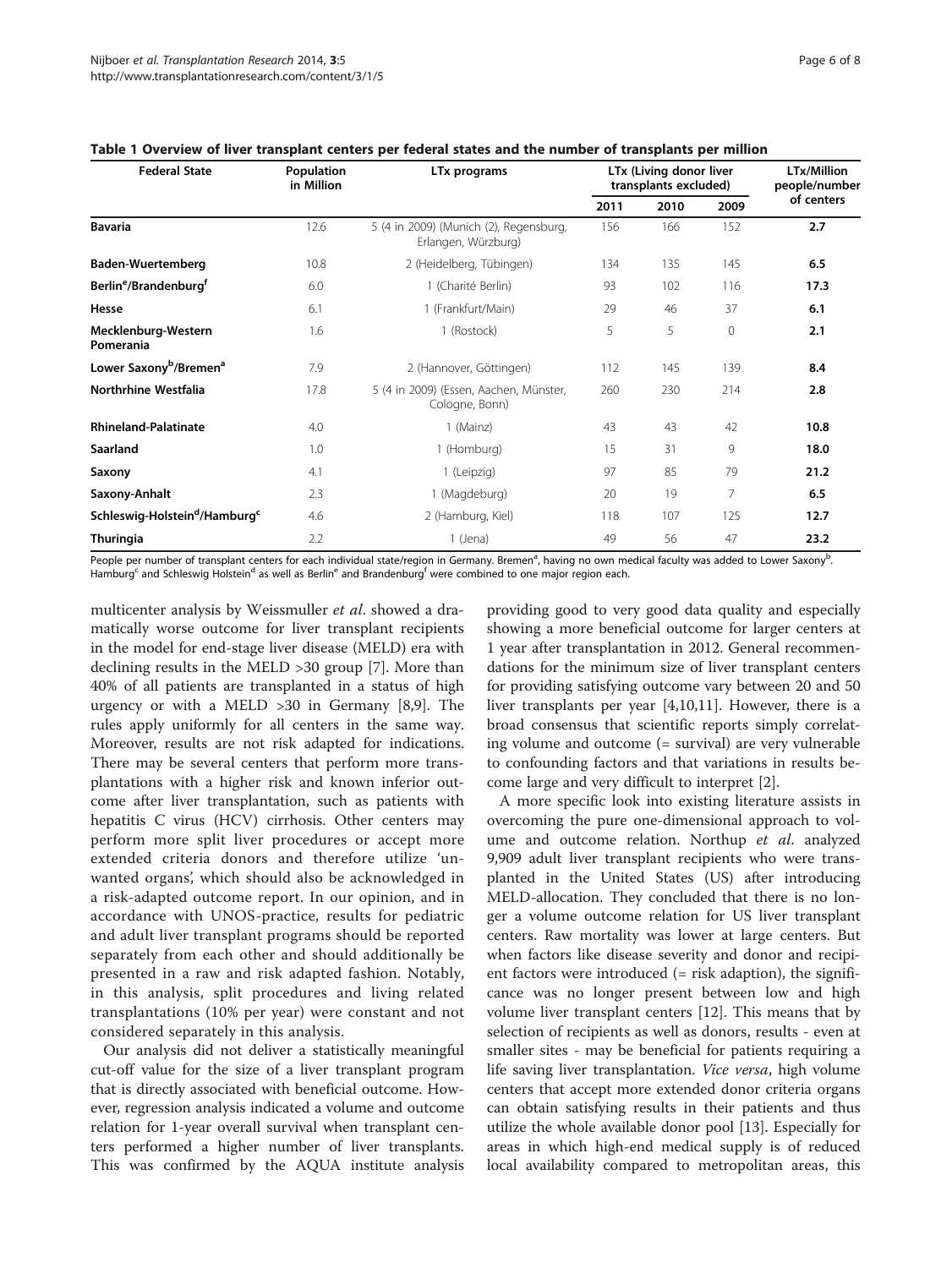**Table 1 Overview of liver transplant centers per federal states and the number of transplants per million**

| Federal State | Population in Million | LTx programs | LTx (Living donor liver transplants excluded) | | | LTx/Million people/number of centers |
|---|---|---|---|---|---|---|
| | | | 2011 | 2010 | 2009 | |
| **Bavaria** | 12.6 | 5 (4 in 2009) (Munich (2), Regensburg, Erlangen, Würzburg) | 156 | 166 | 152 | **2.7** |
| **Baden-Wuertemberg** | 10.8 | 2 (Heidelberg, Tübingen) | 134 | 135 | 145 | **6.5** |
| **Berlin[e]/Brandenburg[f]** | 6.0 | 1 (Charité Berlin) | 93 | 102 | 116 | **17.3** |
| **Hesse** | 6.1 | 1 (Frankfurt/Main) | 29 | 46 | 37 | **6.1** |
| **Mecklenburg-Western Pomerania** | 1.6 | 1 (Rostock) | 5 | 5 | 0 | **2.1** |
| **Lower Saxony[b]/Bremen[a]** | 7.9 | 2 (Hannover, Göttingen) | 112 | 145 | 139 | **8.4** |
| **Northrhine Westfalia** | 17.8 | 5 (4 in 2009) (Essen, Aachen, Münster, Cologne, Bonn) | 260 | 230 | 214 | **2.8** |
| **Rhineland-Palatinate** | 4.0 | 1 (Mainz) | 43 | 43 | 42 | **10.8** |
| **Saarland** | 1.0 | 1 (Homburg) | 15 | 31 | 9 | **18.0** |
| **Saxony** | 4.1 | 1 (Leipzig) | 97 | 85 | 79 | **21.2** |
| **Saxony-Anhalt** | 2.3 | 1 (Magdeburg) | 20 | 19 | 7 | **6.5** |
| **Schleswig-Holstein[d]/Hamburg[c]** | 4.6 | 2 (Hamburg, Kiel) | 118 | 107 | 125 | **12.7** |
| **Thuringia** | 2.2 | 1 (Jena) | 49 | 56 | 47 | **23.2** |

People per number of transplant centers for each individual state/region in Germany. Bremen[a], having no own medical faculty was added to Lower Saxony[b]. Hamburg[c] and Schleswig Holstein[d] as well as Berlin[e] and Brandenburg[f] were combined to one major region each.

multicenter analysis by Weissmuller *et al*. showed a dramatically worse outcome for liver transplant recipients in the model for end-stage liver disease (MELD) era with declining results in the MELD >30 group [7]. More than 40% of all patients are transplanted in a status of high urgency or with a MELD >30 in Germany [8,9]. The rules apply uniformly for all centers in the same way. Moreover, results are not risk adapted for indications. There may be several centers that perform more transplantations with a higher risk and known inferior outcome after liver transplantation, such as patients with hepatitis C virus (HCV) cirrhosis. Other centers may perform more split liver procedures or accept more extended criteria donors and therefore utilize 'unwanted organs', which should also be acknowledged in a risk-adapted outcome report. In our opinion, and in accordance with UNOS-practice, results for pediatric and adult liver transplant programs should be reported separately from each other and should additionally be presented in a raw and risk adapted fashion. Notably, in this analysis, split procedures and living related transplantations (10% per year) were constant and not considered separately in this analysis.

Our analysis did not deliver a statistically meaningful cut-off value for the size of a liver transplant program that is directly associated with beneficial outcome. However, regression analysis indicated a volume and outcome relation for 1-year overall survival when transplant centers performed a higher number of liver transplants. This was confirmed by the AQUA institute analysis providing good to very good data quality and especially showing a more beneficial outcome for larger centers at 1 year after transplantation in 2012. General recommendations for the minimum size of liver transplant centers for providing satisfying outcome vary between 20 and 50 liver transplants per year [4,10,11]. However, there is a broad consensus that scientific reports simply correlating volume and outcome (= survival) are very vulnerable to confounding factors and that variations in results become large and very difficult to interpret [2].

A more specific look into existing literature assists in overcoming the pure one-dimensional approach to volume and outcome relation. Northup *et al*. analyzed 9,909 adult liver transplant recipients who were transplanted in the United States (US) after introducing MELD-allocation. They concluded that there is no longer a volume outcome relation for US liver transplant centers. Raw mortality was lower at large centers. But when factors like disease severity and donor and recipient factors were introduced (= risk adaption), the significance was no longer present between low and high volume liver transplant centers [12]. This means that by selection of recipients as well as donors, results - even at smaller sites - may be beneficial for patients requiring a life saving liver transplantation. *Vice versa*, high volume centers that accept more extended donor criteria organs can obtain satisfying results in their patients and thus utilize the whole available donor pool [13]. Especially for areas in which high-end medical supply is of reduced local availability compared to metropolitan areas, this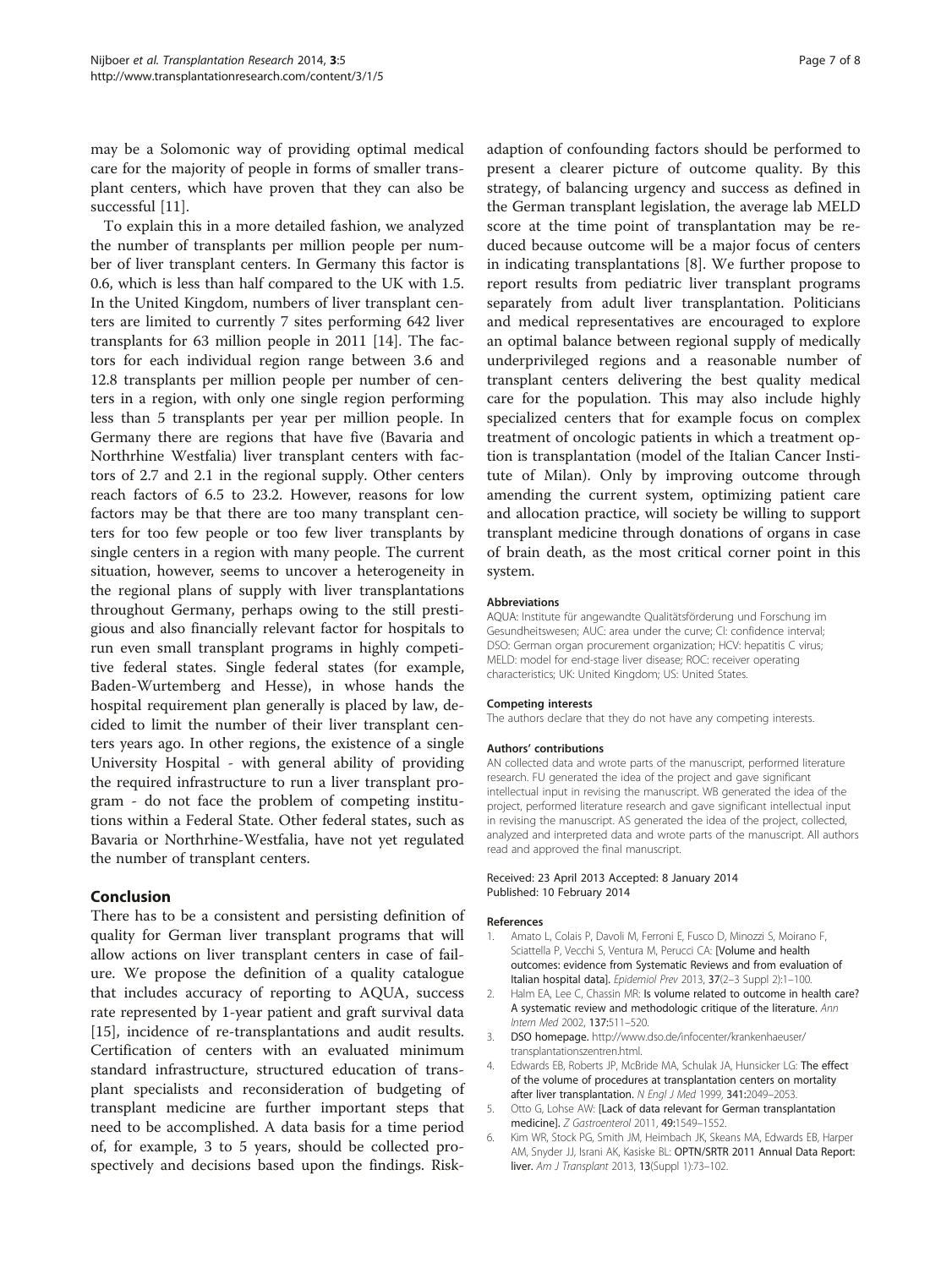may be a Solomonic way of providing optimal medical care for the majority of people in forms of smaller transplant centers, which have proven that they can also be successful [11].

To explain this in a more detailed fashion, we analyzed the number of transplants per million people per number of liver transplant centers. In Germany this factor is 0.6, which is less than half compared to the UK with 1.5. In the United Kingdom, numbers of liver transplant centers are limited to currently 7 sites performing 642 liver transplants for 63 million people in 2011 [14]. The factors for each individual region range between 3.6 and 12.8 transplants per million people per number of centers in a region, with only one single region performing less than 5 transplants per year per million people. In Germany there are regions that have five (Bavaria and Northrhine Westfalia) liver transplant centers with factors of 2.7 and 2.1 in the regional supply. Other centers reach factors of 6.5 to 23.2. However, reasons for low factors may be that there are too many transplant centers for too few people or too few liver transplants by single centers in a region with many people. The current situation, however, seems to uncover a heterogeneity in the regional plans of supply with liver transplantations throughout Germany, perhaps owing to the still prestigious and also financially relevant factor for hospitals to run even small transplant programs in highly competitive federal states. Single federal states (for example, Baden-Wurtemberg and Hesse), in whose hands the hospital requirement plan generally is placed by law, decided to limit the number of their liver transplant centers years ago. In other regions, the existence of a single University Hospital - with general ability of providing the required infrastructure to run a liver transplant program - do not face the problem of competing institutions within a Federal State. Other federal states, such as Bavaria or Northrhine-Westfalia, have not yet regulated the number of transplant centers.

## Conclusion

There has to be a consistent and persisting definition of quality for German liver transplant programs that will allow actions on liver transplant centers in case of failure. We propose the definition of a quality catalogue that includes accuracy of reporting to AQUA, success rate represented by 1-year patient and graft survival data [15], incidence of re-transplantations and audit results. Certification of centers with an evaluated minimum standard infrastructure, structured education of transplant specialists and reconsideration of budgeting of transplant medicine are further important steps that need to be accomplished. A data basis for a time period of, for example, 3 to 5 years, should be collected prospectively and decisions based upon the findings. Risk-adaption of confounding factors should be performed to present a clearer picture of outcome quality. By this strategy, of balancing urgency and success as defined in the German transplant legislation, the average lab MELD score at the time point of transplantation may be reduced because outcome will be a major focus of centers in indicating transplantations [8]. We further propose to report results from pediatric liver transplant programs separately from adult liver transplantation. Politicians and medical representatives are encouraged to explore an optimal balance between regional supply of medically underprivileged regions and a reasonable number of transplant centers delivering the best quality medical care for the population. This may also include highly specialized centers that for example focus on complex treatment of oncologic patients in which a treatment option is transplantation (model of the Italian Cancer Institute of Milan). Only by improving outcome through amending the current system, optimizing patient care and allocation practice, will society be willing to support transplant medicine through donations of organs in case of brain death, as the most critical corner point in this system.

#### Abbreviations

AQUA: Institute für angewandte Qualitätsförderung und Forschung im Gesundheitswesen; AUC: area under the curve; CI: confidence interval; DSO: German organ procurement organization; HCV: hepatitis C virus; MELD: model for end-stage liver disease; ROC: receiver operating characteristics; UK: United Kingdom; US: United States.

#### Competing interests

The authors declare that they do not have any competing interests.

#### Authors' contributions

AN collected data and wrote parts of the manuscript, performed literature research. FU generated the idea of the project and gave significant intellectual input in revising the manuscript. WB generated the idea of the project, performed literature research and gave significant intellectual input in revising the manuscript. AS generated the idea of the project, collected, analyzed and interpreted data and wrote parts of the manuscript. All authors read and approved the final manuscript.

Received: 23 April 2013 Accepted: 8 January 2014
Published: 10 February 2014

#### References

1. Amato L, Colais P, Davoli M, Ferroni E, Fusco D, Minozzi S, Moirano F, Sciattella P, Vecchi S, Ventura M, Perucci CA: **[Volume and health outcomes: evidence from Systematic Reviews and from evaluation of Italian hospital data].** *Epidemiol Prev* 2013, **37**(2–3 Suppl 2):1–100.
2. Halm EA, Lee C, Chassin MR: **Is volume related to outcome in health care? A systematic review and methodologic critique of the literature.** *Ann Intern Med* 2002, **137:**511–520.
3. **DSO homepage.** http://www.dso.de/infocenter/krankenhaeuser/transplantationszentren.html.
4. Edwards EB, Roberts JP, McBride MA, Schulak JA, Hunsicker LG: **The effect of the volume of procedures at transplantation centers on mortality after liver transplantation.** *N Engl J Med* 1999, **341:**2049–2053.
5. Otto G, Lohse AW: **[Lack of data relevant for German transplantation medicine].** *Z Gastroenterol* 2011, **49:**1549–1552.
6. Kim WR, Stock PG, Smith JM, Heimbach JK, Skeans MA, Edwards EB, Harper AM, Snyder JJ, Israni AK, Kasiske BL: **OPTN/SRTR 2011 Annual Data Report: liver.** *Am J Transplant* 2013, **13**(Suppl 1):73–102.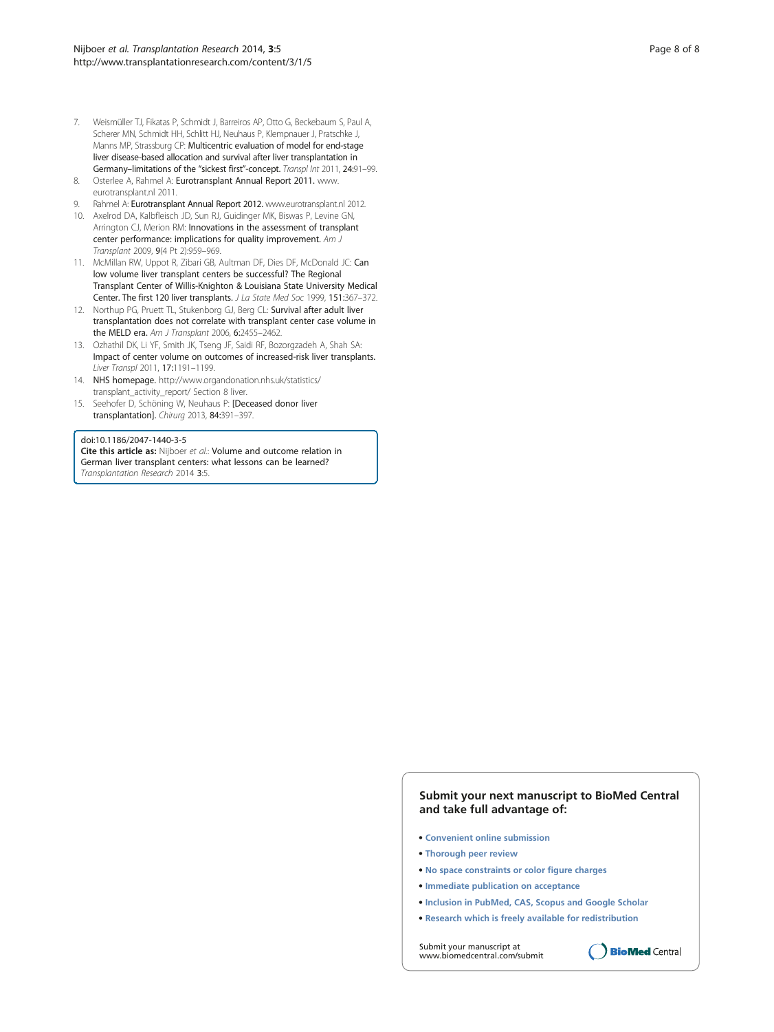7. Weismüller TJ, Fikatas P, Schmidt J, Barreiros AP, Otto G, Beckebaum S, Paul A, Scherer MN, Schmidt HH, Schlitt HJ, Neuhaus P, Klempnauer J, Pratschke J, Manns MP, Strassburg CP: **Multicentric evaluation of model for end-stage liver disease-based allocation and survival after liver transplantation in Germany–limitations of the "sickest first"-concept.** *Transpl Int* 2011, **24**:91–99.
8. Osterlee A, Rahmel A: **Eurotransplant Annual Report 2011.** www.eurotransplant.nl 2011.
9. Rahmel A: **Eurotransplant Annual Report 2012.** www.eurotransplant.nl 2012.
10. Axelrod DA, Kalbfleisch JD, Sun RJ, Guidinger MK, Biswas P, Levine GN, Arrington CJ, Merion RM: **Innovations in the assessment of transplant center performance: implications for quality improvement.** *Am J Transplant* 2009, **9**(4 Pt 2):959–969.
11. McMillan RW, Uppot R, Zibari GB, Aultman DF, Dies DF, McDonald JC: **Can low volume liver transplant centers be successful? The Regional Transplant Center of Willis-Knighton & Louisiana State University Medical Center. The first 120 liver transplants.** *J La State Med Soc* 1999, **151**:367–372.
12. Northup PG, Pruett TL, Stukenborg GJ, Berg CL: **Survival after adult liver transplantation does not correlate with transplant center case volume in the MELD era.** *Am J Transplant* 2006, **6**:2455–2462.
13. Ozhathil DK, Li YF, Smith JK, Tseng JF, Saidi RF, Bozorgzadeh A, Shah SA: **Impact of center volume on outcomes of increased-risk liver transplants.** *Liver Transpl* 2011, **17**:1191–1199.
14. **NHS homepage.** http://www.organdonation.nhs.uk/statistics/transplant_activity_report/ Section 8 liver.
15. Seehofer D, Schöning W, Neuhaus P: **[Deceased donor liver transplantation].** *Chirurg* 2013, **84**:391–397.

doi:10.1186/2047-1440-3-5
**Cite this article as:** Nijboer *et al.*: Volume and outcome relation in German liver transplant centers: what lessons can be learned? *Transplantation Research* 2014 **3**:5.

**Submit your next manuscript to BioMed Central and take full advantage of:**

- **Convenient online submission**
- **Thorough peer review**
- **No space constraints or color figure charges**
- **Immediate publication on acceptance**
- **Inclusion in PubMed, CAS, Scopus and Google Scholar**
- **Research which is freely available for redistribution**

Submit your manuscript at
www.biomedcentral.com/submit

BioMed Central